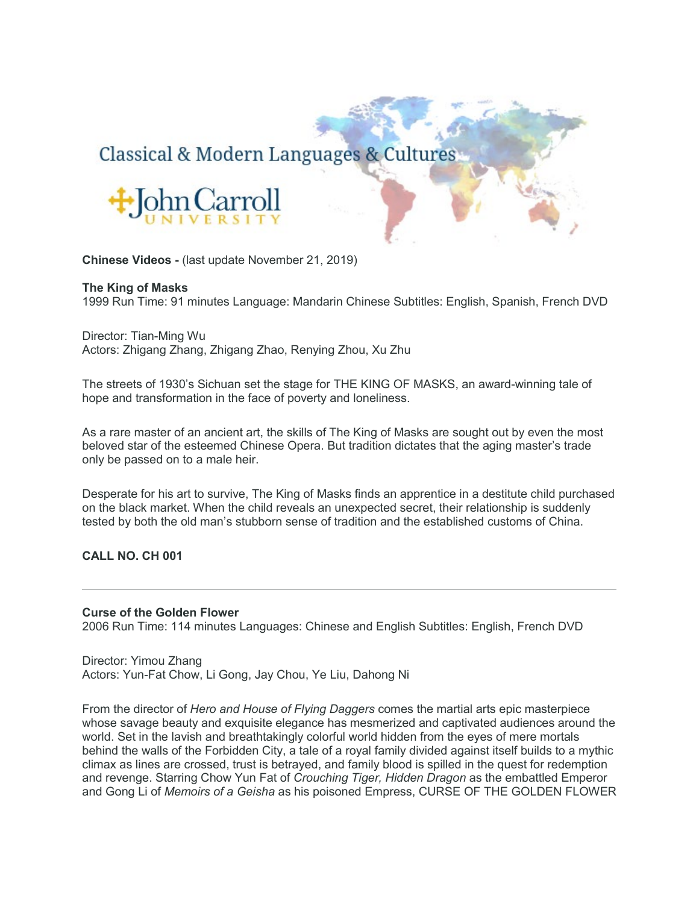Classical & Modern Languages & Cultures

John Carroll
UNIVERSITY

**Chinese Videos -** (last update November 21, 2019)

**The King of Masks**
1999 Run Time: 91 minutes Language: Mandarin Chinese Subtitles: English, Spanish, French DVD

Director: Tian-Ming Wu
Actors: Zhigang Zhang, Zhigang Zhao, Renying Zhou, Xu Zhu

The streets of 1930's Sichuan set the stage for THE KING OF MASKS, an award-winning tale of hope and transformation in the face of poverty and loneliness.

As a rare master of an ancient art, the skills of The King of Masks are sought out by even the most beloved star of the esteemed Chinese Opera. But tradition dictates that the aging master's trade only be passed on to a male heir.

Desperate for his art to survive, The King of Masks finds an apprentice in a destitute child purchased on the black market. When the child reveals an unexpected secret, their relationship is suddenly tested by both the old man's stubborn sense of tradition and the established customs of China.

**CALL NO. CH 001**

---

**Curse of the Golden Flower**
2006 Run Time: 114 minutes Languages: Chinese and English Subtitles: English, French DVD

Director: Yimou Zhang
Actors: Yun-Fat Chow, Li Gong, Jay Chou, Ye Liu, Dahong Ni

From the director of *Hero and House of Flying Daggers* comes the martial arts epic masterpiece whose savage beauty and exquisite elegance has mesmerized and captivated audiences around the world. Set in the lavish and breathtakingly colorful world hidden from the eyes of mere mortals behind the walls of the Forbidden City, a tale of a royal family divided against itself builds to a mythic climax as lines are crossed, trust is betrayed, and family blood is spilled in the quest for redemption and revenge. Starring Chow Yun Fat of *Crouching Tiger, Hidden Dragon* as the embattled Emperor and Gong Li of *Memoirs of a Geisha* as his poisoned Empress, CURSE OF THE GOLDEN FLOWER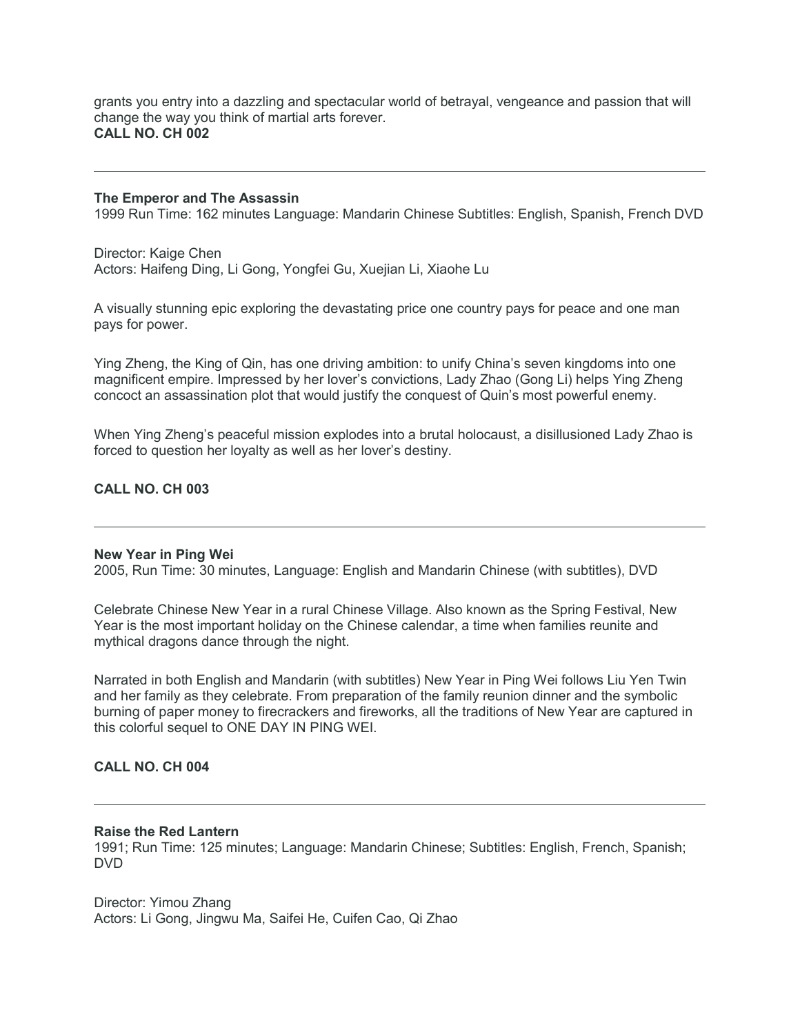grants you entry into a dazzling and spectacular world of betrayal, vengeance and passion that will change the way you think of martial arts forever.
**CALL NO. CH 002**

---

**The Emperor and The Assassin**
1999 Run Time: 162 minutes Language: Mandarin Chinese Subtitles: English, Spanish, French DVD

Director: Kaige Chen
Actors: Haifeng Ding, Li Gong, Yongfei Gu, Xuejian Li, Xiaohe Lu

A visually stunning epic exploring the devastating price one country pays for peace and one man pays for power.

Ying Zheng, the King of Qin, has one driving ambition: to unify China's seven kingdoms into one magnificent empire. Impressed by her lover's convictions, Lady Zhao (Gong Li) helps Ying Zheng concoct an assassination plot that would justify the conquest of Quin's most powerful enemy.

When Ying Zheng's peaceful mission explodes into a brutal holocaust, a disillusioned Lady Zhao is forced to question her loyalty as well as her lover's destiny.

**CALL NO. CH 003**

---

**New Year in Ping Wei**
2005, Run Time: 30 minutes, Language: English and Mandarin Chinese (with subtitles), DVD

Celebrate Chinese New Year in a rural Chinese Village. Also known as the Spring Festival, New Year is the most important holiday on the Chinese calendar, a time when families reunite and mythical dragons dance through the night.

Narrated in both English and Mandarin (with subtitles) New Year in Ping Wei follows Liu Yen Twin and her family as they celebrate. From preparation of the family reunion dinner and the symbolic burning of paper money to firecrackers and fireworks, all the traditions of New Year are captured in this colorful sequel to ONE DAY IN PING WEI.

**CALL NO. CH 004**

---

**Raise the Red Lantern**
1991; Run Time: 125 minutes; Language: Mandarin Chinese; Subtitles: English, French, Spanish; DVD

Director: Yimou Zhang
Actors: Li Gong, Jingwu Ma, Saifei He, Cuifen Cao, Qi Zhao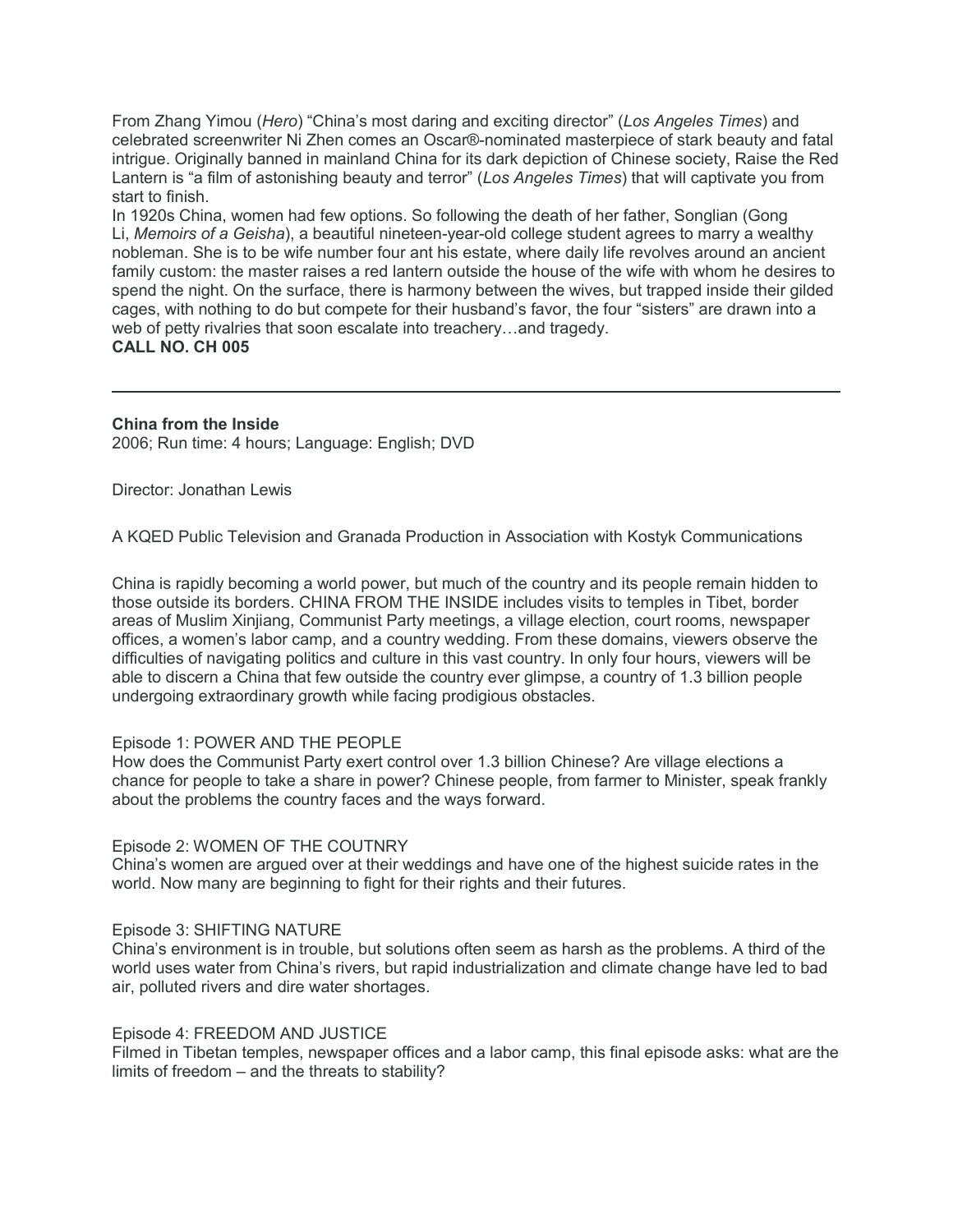From Zhang Yimou (*Hero*) "China's most daring and exciting director" (*Los Angeles Times*) and celebrated screenwriter Ni Zhen comes an Oscar®-nominated masterpiece of stark beauty and fatal intrigue. Originally banned in mainland China for its dark depiction of Chinese society, Raise the Red Lantern is "a film of astonishing beauty and terror" (*Los Angeles Times*) that will captivate you from start to finish.

In 1920s China, women had few options. So following the death of her father, Songlian (Gong Li, *Memoirs of a Geisha*), a beautiful nineteen-year-old college student agrees to marry a wealthy nobleman. She is to be wife number four ant his estate, where daily life revolves around an ancient family custom: the master raises a red lantern outside the house of the wife with whom he desires to spend the night. On the surface, there is harmony between the wives, but trapped inside their gilded cages, with nothing to do but compete for their husband's favor, the four "sisters" are drawn into a web of petty rivalries that soon escalate into treachery…and tragedy.

**CALL NO. CH 005**

---

**China from the Inside**

2006; Run time: 4 hours; Language: English; DVD

Director: Jonathan Lewis

A KQED Public Television and Granada Production in Association with Kostyk Communications

China is rapidly becoming a world power, but much of the country and its people remain hidden to those outside its borders. CHINA FROM THE INSIDE includes visits to temples in Tibet, border areas of Muslim Xinjiang, Communist Party meetings, a village election, court rooms, newspaper offices, a women's labor camp, and a country wedding. From these domains, viewers observe the difficulties of navigating politics and culture in this vast country. In only four hours, viewers will be able to discern a China that few outside the country ever glimpse, a country of 1.3 billion people undergoing extraordinary growth while facing prodigious obstacles.

Episode 1: POWER AND THE PEOPLE

How does the Communist Party exert control over 1.3 billion Chinese? Are village elections a chance for people to take a share in power? Chinese people, from farmer to Minister, speak frankly about the problems the country faces and the ways forward.

Episode 2: WOMEN OF THE COUTNRY

China's women are argued over at their weddings and have one of the highest suicide rates in the world. Now many are beginning to fight for their rights and their futures.

Episode 3: SHIFTING NATURE

China's environment is in trouble, but solutions often seem as harsh as the problems. A third of the world uses water from China's rivers, but rapid industrialization and climate change have led to bad air, polluted rivers and dire water shortages.

Episode 4: FREEDOM AND JUSTICE

Filmed in Tibetan temples, newspaper offices and a labor camp, this final episode asks: what are the limits of freedom – and the threats to stability?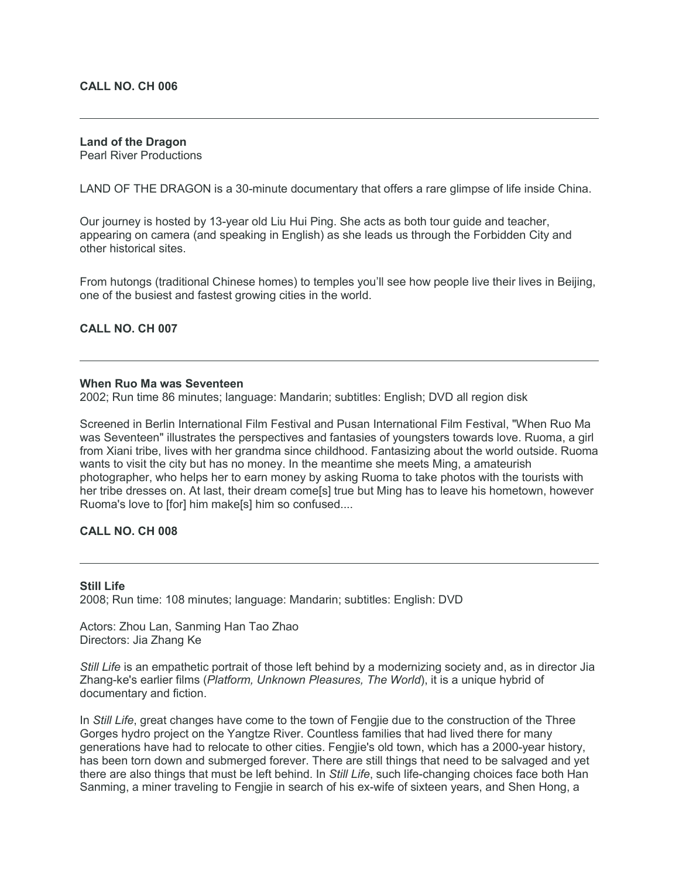**CALL NO. CH 006**

---

**Land of the Dragon**
Pearl River Productions

LAND OF THE DRAGON is a 30-minute documentary that offers a rare glimpse of life inside China.

Our journey is hosted by 13-year old Liu Hui Ping. She acts as both tour guide and teacher, appearing on camera (and speaking in English) as she leads us through the Forbidden City and other historical sites.

From hutongs (traditional Chinese homes) to temples you'll see how people live their lives in Beijing, one of the busiest and fastest growing cities in the world.

**CALL NO. CH 007**

---

**When Ruo Ma was Seventeen**
2002; Run time 86 minutes; language: Mandarin; subtitles: English; DVD all region disk

Screened in Berlin International Film Festival and Pusan International Film Festival, "When Ruo Ma was Seventeen" illustrates the perspectives and fantasies of youngsters towards love. Ruoma, a girl from Xiani tribe, lives with her grandma since childhood. Fantasizing about the world outside. Ruoma wants to visit the city but has no money. In the meantime she meets Ming, a amateurish photographer, who helps her to earn money by asking Ruoma to take photos with the tourists with her tribe dresses on. At last, their dream come[s] true but Ming has to leave his hometown, however Ruoma's love to [for] him make[s] him so confused....

**CALL NO. CH 008**

---

**Still Life**
2008; Run time: 108 minutes; language: Mandarin; subtitles: English: DVD

Actors: Zhou Lan, Sanming Han Tao Zhao
Directors: Jia Zhang Ke

*Still Life* is an empathetic portrait of those left behind by a modernizing society and, as in director Jia Zhang-ke's earlier films (*Platform, Unknown Pleasures, The World*), it is a unique hybrid of documentary and fiction.

In *Still Life*, great changes have come to the town of Fengjie due to the construction of the Three Gorges hydro project on the Yangtze River. Countless families that had lived there for many generations have had to relocate to other cities. Fengjie's old town, which has a 2000-year history, has been torn down and submerged forever. There are still things that need to be salvaged and yet there are also things that must be left behind. In *Still Life*, such life-changing choices face both Han Sanming, a miner traveling to Fengjie in search of his ex-wife of sixteen years, and Shen Hong, a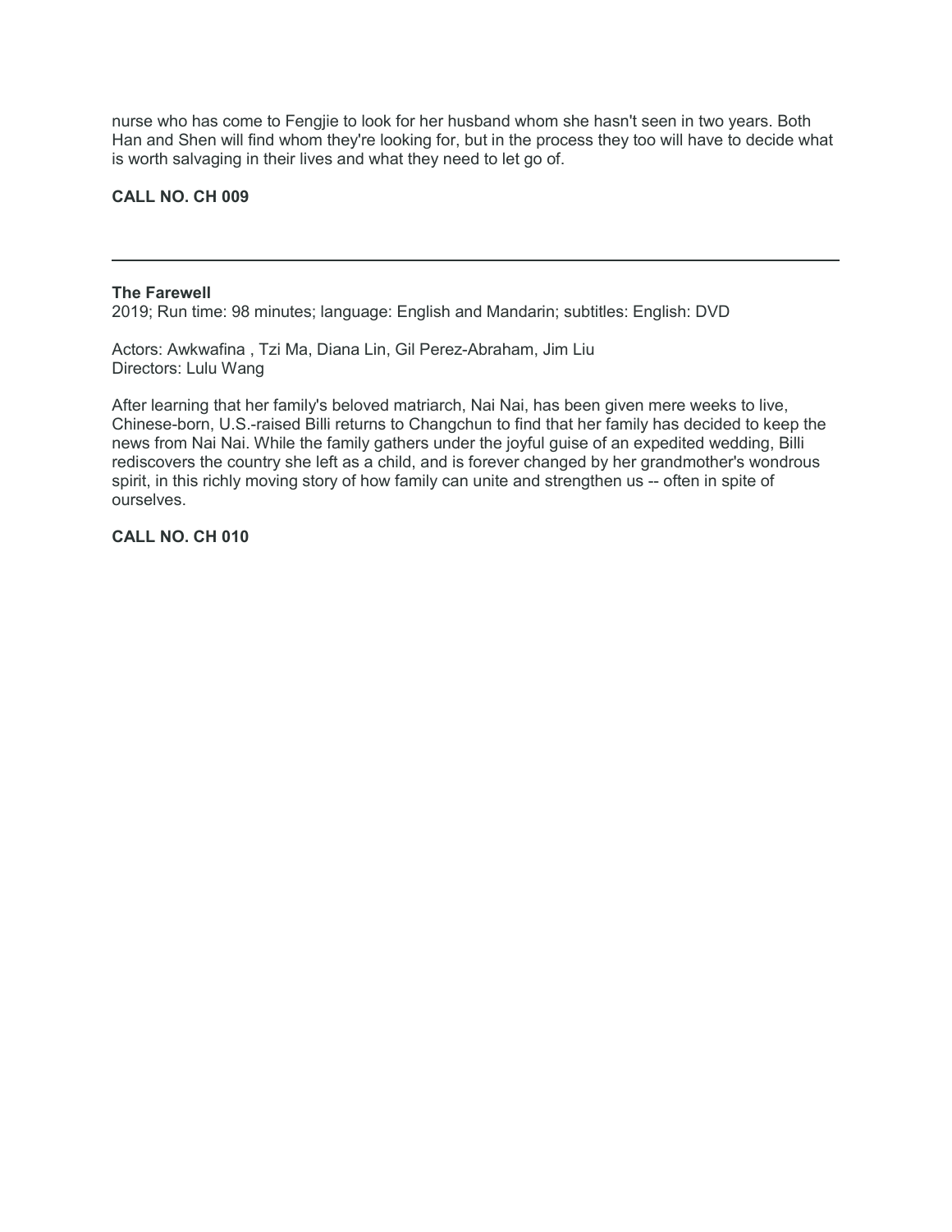nurse who has come to Fengjie to look for her husband whom she hasn't seen in two years. Both Han and Shen will find whom they're looking for, but in the process they too will have to decide what is worth salvaging in their lives and what they need to let go of.

**CALL NO. CH 009**

---

**The Farewell**
2019; Run time: 98 minutes; language: English and Mandarin; subtitles: English: DVD

Actors: Awkwafina , Tzi Ma, Diana Lin, Gil Perez-Abraham, Jim Liu
Directors: Lulu Wang

After learning that her family's beloved matriarch, Nai Nai, has been given mere weeks to live, Chinese-born, U.S.-raised Billi returns to Changchun to find that her family has decided to keep the news from Nai Nai. While the family gathers under the joyful guise of an expedited wedding, Billi rediscovers the country she left as a child, and is forever changed by her grandmother's wondrous spirit, in this richly moving story of how family can unite and strengthen us -- often in spite of ourselves.

**CALL NO. CH 010**